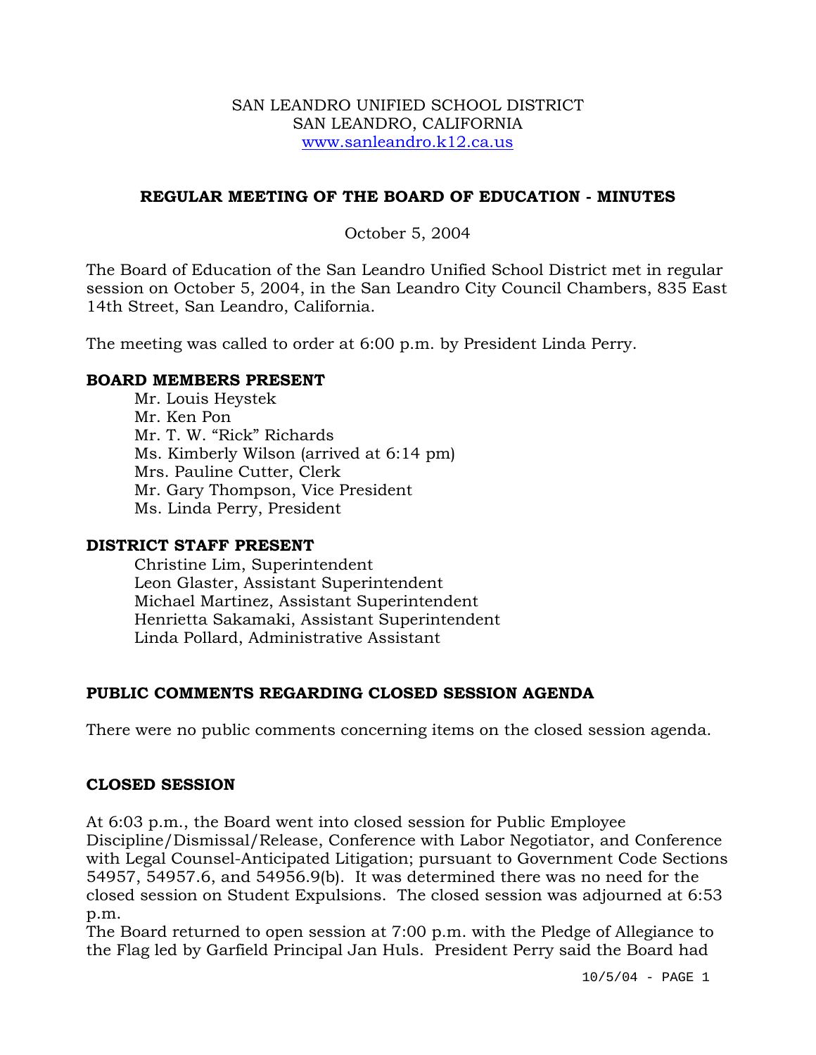SAN LEANDRO UNIFIED SCHOOL DISTRICT
SAN LEANDRO, CALIFORNIA
www.sanleandro.k12.ca.us

# REGULAR MEETING OF THE BOARD OF EDUCATION - MINUTES

October 5, 2004

The Board of Education of the San Leandro Unified School District met in regular session on October 5, 2004, in the San Leandro City Council Chambers, 835 East 14th Street, San Leandro, California.

The meeting was called to order at 6:00 p.m. by President Linda Perry.

## BOARD MEMBERS PRESENT

Mr. Louis Heystek
Mr. Ken Pon
Mr. T. W. "Rick" Richards
Ms. Kimberly Wilson (arrived at 6:14 pm)
Mrs. Pauline Cutter, Clerk
Mr. Gary Thompson, Vice President
Ms. Linda Perry, President

## DISTRICT STAFF PRESENT

Christine Lim, Superintendent
Leon Glaster, Assistant Superintendent
Michael Martinez, Assistant Superintendent
Henrietta Sakamaki, Assistant Superintendent
Linda Pollard, Administrative Assistant

## PUBLIC COMMENTS REGARDING CLOSED SESSION AGENDA

There were no public comments concerning items on the closed session agenda.

## CLOSED SESSION

At 6:03 p.m., the Board went into closed session for Public Employee Discipline/Dismissal/Release, Conference with Labor Negotiator, and Conference with Legal Counsel-Anticipated Litigation; pursuant to Government Code Sections 54957, 54957.6, and 54956.9(b). It was determined there was no need for the closed session on Student Expulsions. The closed session was adjourned at 6:53 p.m.

The Board returned to open session at 7:00 p.m. with the Pledge of Allegiance to the Flag led by Garfield Principal Jan Huls. President Perry said the Board had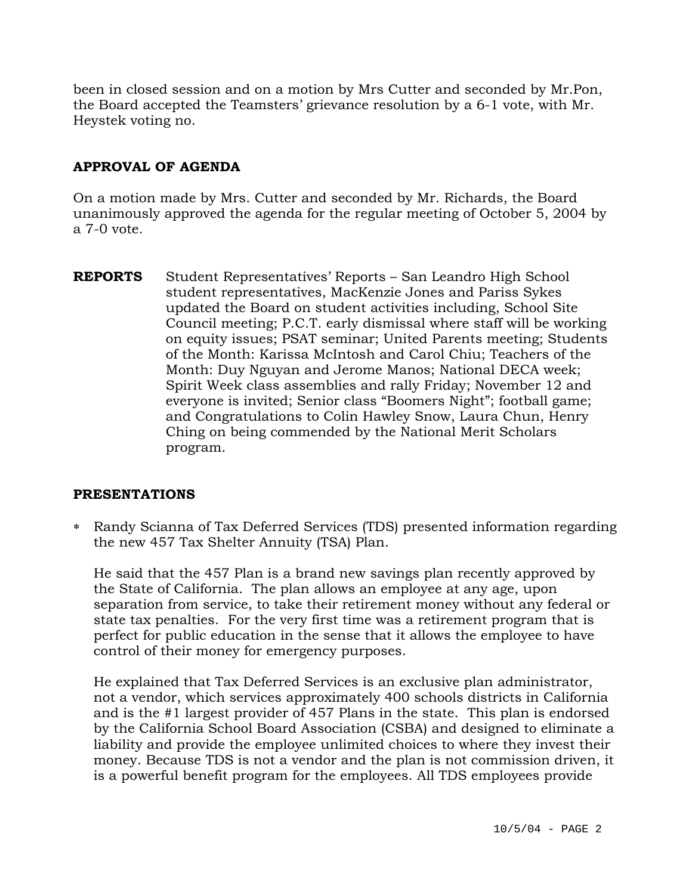been in closed session and on a motion by Mrs Cutter and seconded by Mr.Pon, the Board accepted the Teamsters' grievance resolution by a 6-1 vote, with Mr. Heystek voting no.

## APPROVAL OF AGENDA

On a motion made by Mrs. Cutter and seconded by Mr. Richards, the Board unanimously approved the agenda for the regular meeting of October 5, 2004 by a 7-0 vote.

**REPORTS** Student Representatives' Reports – San Leandro High School student representatives, MacKenzie Jones and Pariss Sykes updated the Board on student activities including, School Site Council meeting; P.C.T. early dismissal where staff will be working on equity issues; PSAT seminar; United Parents meeting; Students of the Month: Karissa McIntosh and Carol Chiu; Teachers of the Month: Duy Nguyan and Jerome Manos; National DECA week; Spirit Week class assemblies and rally Friday; November 12 and everyone is invited; Senior class "Boomers Night"; football game; and Congratulations to Colin Hawley Snow, Laura Chun, Henry Ching on being commended by the National Merit Scholars program.

## PRESENTATIONS

* Randy Scianna of Tax Deferred Services (TDS) presented information regarding the new 457 Tax Shelter Annuity (TSA) Plan.

  He said that the 457 Plan is a brand new savings plan recently approved by the State of California. The plan allows an employee at any age, upon separation from service, to take their retirement money without any federal or state tax penalties. For the very first time was a retirement program that is perfect for public education in the sense that it allows the employee to have control of their money for emergency purposes.

  He explained that Tax Deferred Services is an exclusive plan administrator, not a vendor, which services approximately 400 schools districts in California and is the #1 largest provider of 457 Plans in the state. This plan is endorsed by the California School Board Association (CSBA) and designed to eliminate a liability and provide the employee unlimited choices to where they invest their money. Because TDS is not a vendor and the plan is not commission driven, it is a powerful benefit program for the employees. All TDS employees provide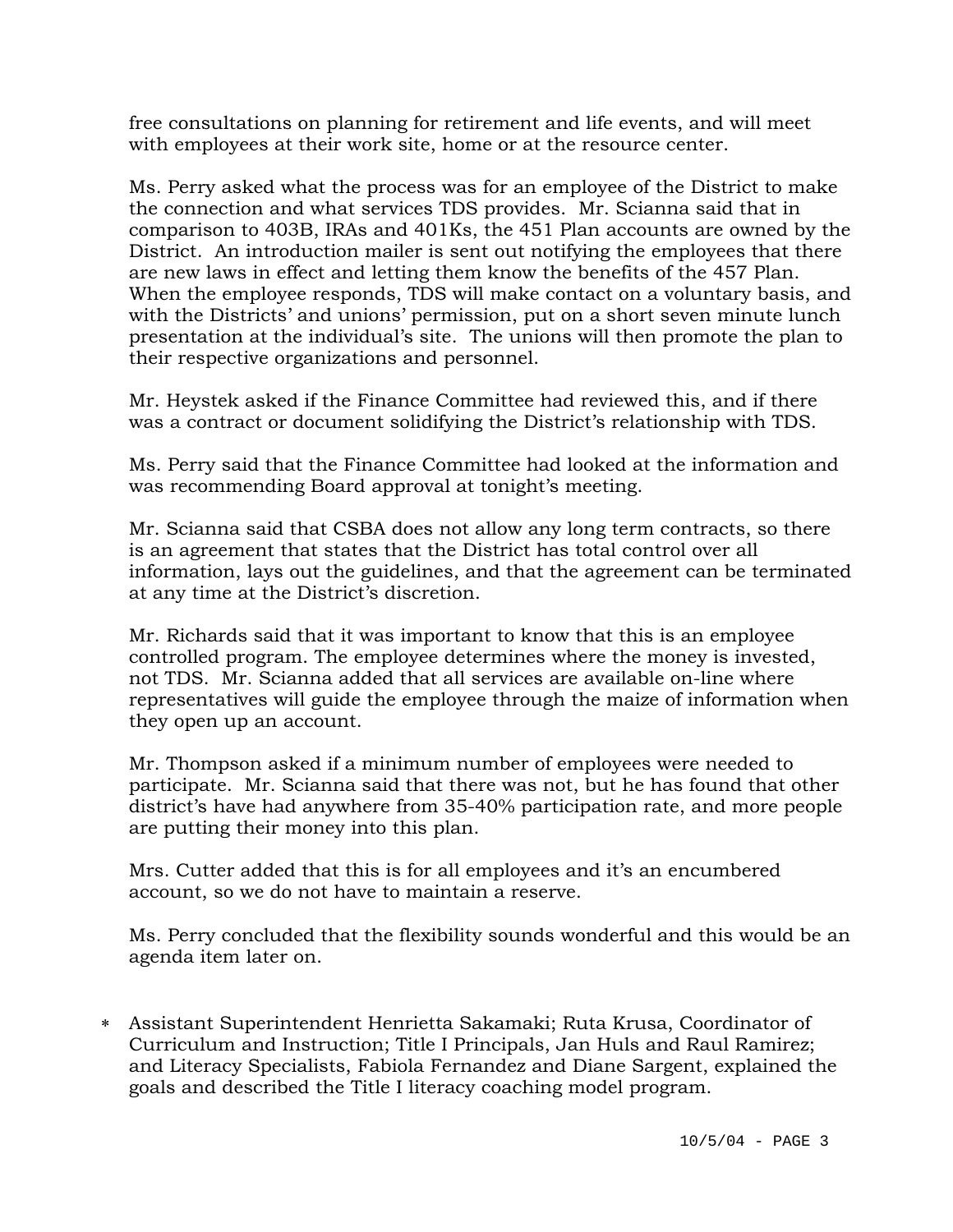free consultations on planning for retirement and life events, and will meet with employees at their work site, home or at the resource center.

Ms. Perry asked what the process was for an employee of the District to make the connection and what services TDS provides. Mr. Scianna said that in comparison to 403B, IRAs and 401Ks, the 451 Plan accounts are owned by the District. An introduction mailer is sent out notifying the employees that there are new laws in effect and letting them know the benefits of the 457 Plan. When the employee responds, TDS will make contact on a voluntary basis, and with the Districts' and unions' permission, put on a short seven minute lunch presentation at the individual's site. The unions will then promote the plan to their respective organizations and personnel.

Mr. Heystek asked if the Finance Committee had reviewed this, and if there was a contract or document solidifying the District's relationship with TDS.

Ms. Perry said that the Finance Committee had looked at the information and was recommending Board approval at tonight's meeting.

Mr. Scianna said that CSBA does not allow any long term contracts, so there is an agreement that states that the District has total control over all information, lays out the guidelines, and that the agreement can be terminated at any time at the District's discretion.

Mr. Richards said that it was important to know that this is an employee controlled program. The employee determines where the money is invested, not TDS. Mr. Scianna added that all services are available on-line where representatives will guide the employee through the maize of information when they open up an account.

Mr. Thompson asked if a minimum number of employees were needed to participate. Mr. Scianna said that there was not, but he has found that other district's have had anywhere from 35-40% participation rate, and more people are putting their money into this plan.

Mrs. Cutter added that this is for all employees and it's an encumbered account, so we do not have to maintain a reserve.

Ms. Perry concluded that the flexibility sounds wonderful and this would be an agenda item later on.

* Assistant Superintendent Henrietta Sakamaki; Ruta Krusa, Coordinator of Curriculum and Instruction; Title I Principals, Jan Huls and Raul Ramirez; and Literacy Specialists, Fabiola Fernandez and Diane Sargent, explained the goals and described the Title I literacy coaching model program.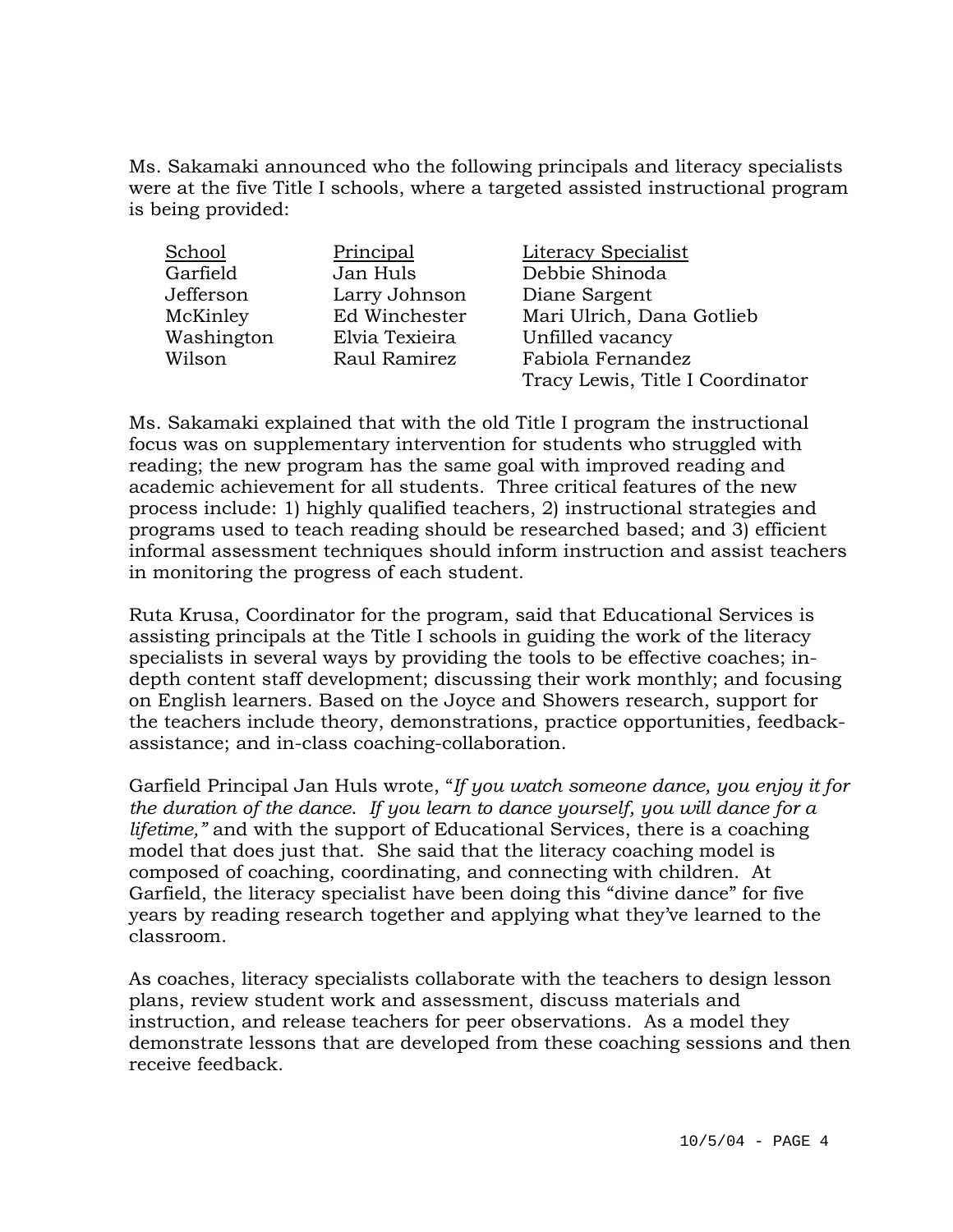Ms. Sakamaki announced who the following principals and literacy specialists were at the five Title I schools, where a targeted assisted instructional program is being provided:

| School | Principal | Literacy Specialist |
|---|---|---|
| Garfield | Jan Huls | Debbie Shinoda |
| Jefferson | Larry Johnson | Diane Sargent |
| McKinley | Ed Winchester | Mari Ulrich, Dana Gotlieb |
| Washington | Elvia Texieira | Unfilled vacancy |
| Wilson | Raul Ramirez | Fabiola Fernandez |
| | | Tracy Lewis, Title I Coordinator |

Ms. Sakamaki explained that with the old Title I program the instructional focus was on supplementary intervention for students who struggled with reading; the new program has the same goal with improved reading and academic achievement for all students. Three critical features of the new process include: 1) highly qualified teachers, 2) instructional strategies and programs used to teach reading should be researched based; and 3) efficient informal assessment techniques should inform instruction and assist teachers in monitoring the progress of each student.

Ruta Krusa, Coordinator for the program, said that Educational Services is assisting principals at the Title I schools in guiding the work of the literacy specialists in several ways by providing the tools to be effective coaches; in-depth content staff development; discussing their work monthly; and focusing on English learners. Based on the Joyce and Showers research, support for the teachers include theory, demonstrations, practice opportunities, feedback-assistance; and in-class coaching-collaboration.

Garfield Principal Jan Huls wrote, "*If you watch someone dance, you enjoy it for the duration of the dance. If you learn to dance yourself, you will dance for a lifetime,"* and with the support of Educational Services, there is a coaching model that does just that. She said that the literacy coaching model is composed of coaching, coordinating, and connecting with children. At Garfield, the literacy specialist have been doing this "divine dance" for five years by reading research together and applying what they've learned to the classroom.

As coaches, literacy specialists collaborate with the teachers to design lesson plans, review student work and assessment, discuss materials and instruction, and release teachers for peer observations. As a model they demonstrate lessons that are developed from these coaching sessions and then receive feedback.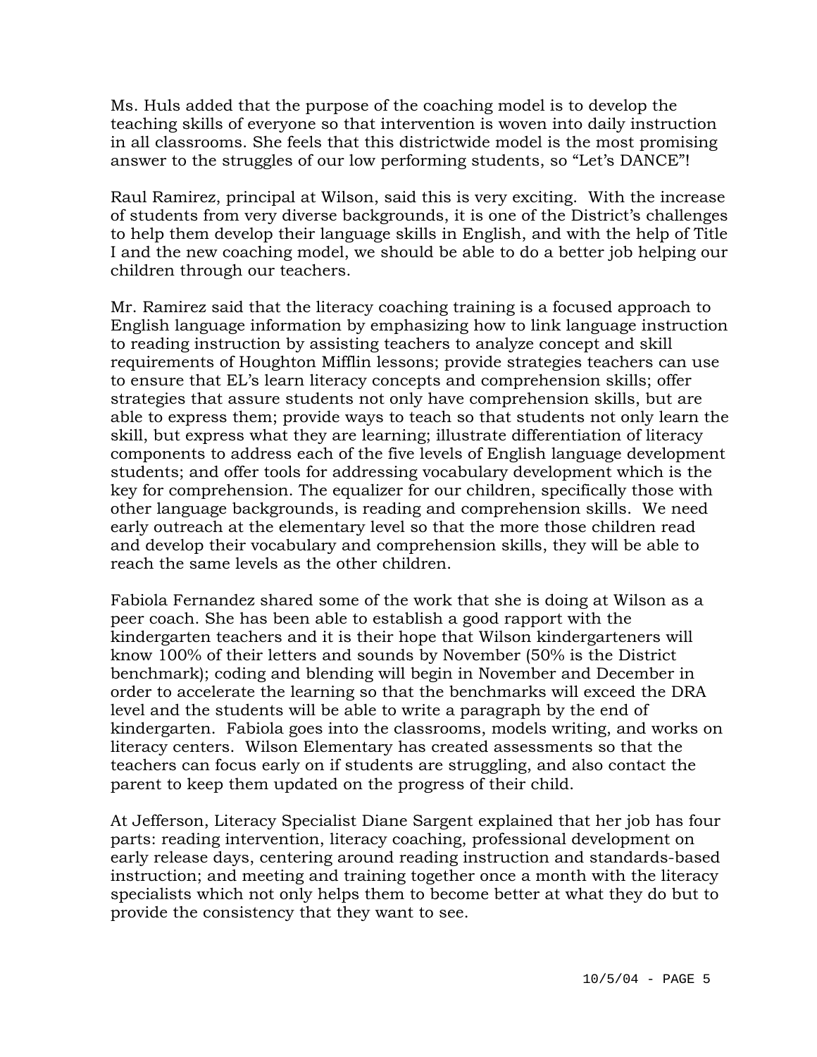Ms. Huls added that the purpose of the coaching model is to develop the teaching skills of everyone so that intervention is woven into daily instruction in all classrooms. She feels that this districtwide model is the most promising answer to the struggles of our low performing students, so "Let's DANCE"!

Raul Ramirez, principal at Wilson, said this is very exciting. With the increase of students from very diverse backgrounds, it is one of the District's challenges to help them develop their language skills in English, and with the help of Title I and the new coaching model, we should be able to do a better job helping our children through our teachers.

Mr. Ramirez said that the literacy coaching training is a focused approach to English language information by emphasizing how to link language instruction to reading instruction by assisting teachers to analyze concept and skill requirements of Houghton Mifflin lessons; provide strategies teachers can use to ensure that EL's learn literacy concepts and comprehension skills; offer strategies that assure students not only have comprehension skills, but are able to express them; provide ways to teach so that students not only learn the skill, but express what they are learning; illustrate differentiation of literacy components to address each of the five levels of English language development students; and offer tools for addressing vocabulary development which is the key for comprehension. The equalizer for our children, specifically those with other language backgrounds, is reading and comprehension skills. We need early outreach at the elementary level so that the more those children read and develop their vocabulary and comprehension skills, they will be able to reach the same levels as the other children.

Fabiola Fernandez shared some of the work that she is doing at Wilson as a peer coach. She has been able to establish a good rapport with the kindergarten teachers and it is their hope that Wilson kindergarteners will know 100% of their letters and sounds by November (50% is the District benchmark); coding and blending will begin in November and December in order to accelerate the learning so that the benchmarks will exceed the DRA level and the students will be able to write a paragraph by the end of kindergarten. Fabiola goes into the classrooms, models writing, and works on literacy centers. Wilson Elementary has created assessments so that the teachers can focus early on if students are struggling, and also contact the parent to keep them updated on the progress of their child.

At Jefferson, Literacy Specialist Diane Sargent explained that her job has four parts: reading intervention, literacy coaching, professional development on early release days, centering around reading instruction and standards-based instruction; and meeting and training together once a month with the literacy specialists which not only helps them to become better at what they do but to provide the consistency that they want to see.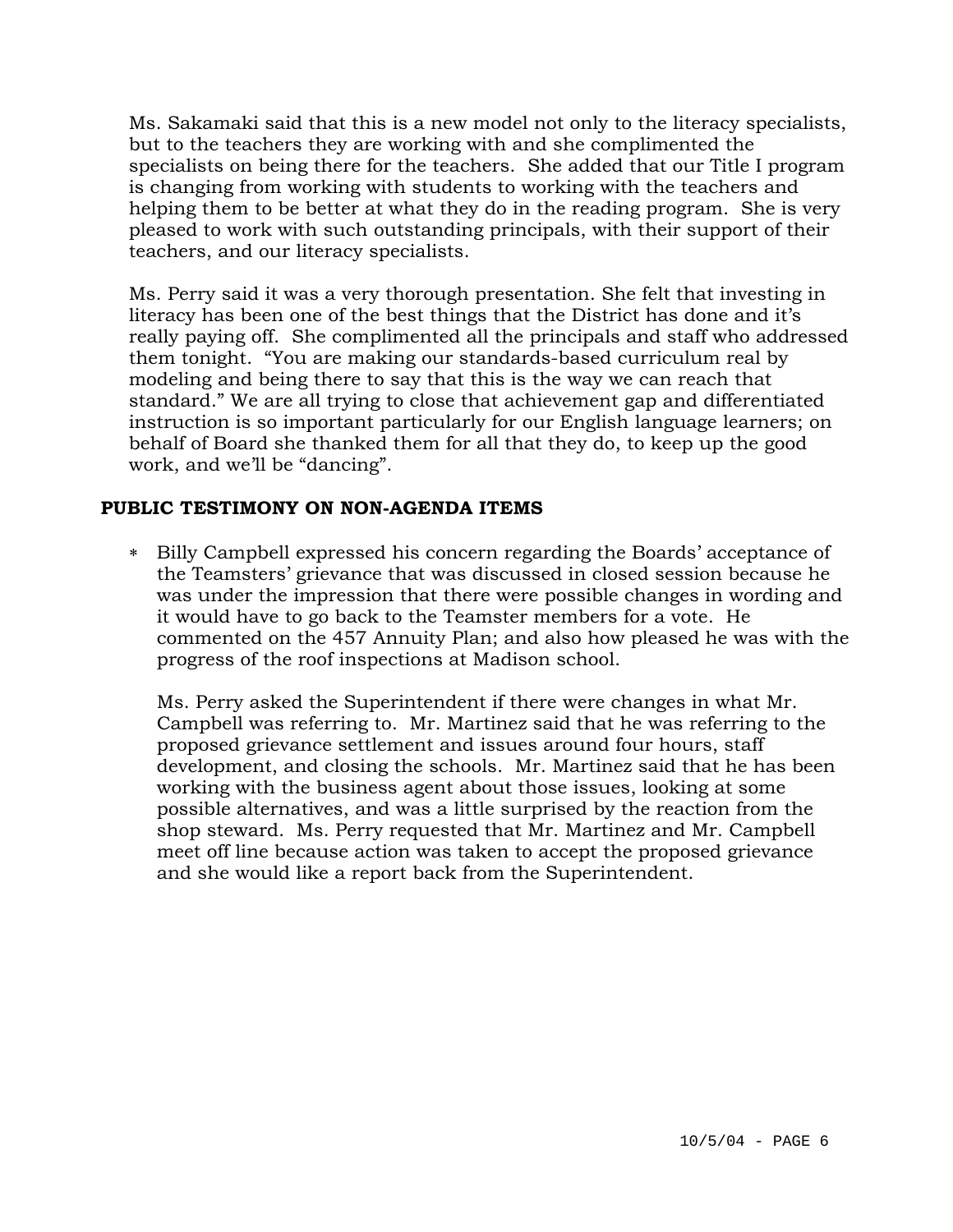Ms. Sakamaki said that this is a new model not only to the literacy specialists, but to the teachers they are working with and she complimented the specialists on being there for the teachers. She added that our Title I program is changing from working with students to working with the teachers and helping them to be better at what they do in the reading program. She is very pleased to work with such outstanding principals, with their support of their teachers, and our literacy specialists.

Ms. Perry said it was a very thorough presentation. She felt that investing in literacy has been one of the best things that the District has done and it's really paying off. She complimented all the principals and staff who addressed them tonight. "You are making our standards-based curriculum real by modeling and being there to say that this is the way we can reach that standard." We are all trying to close that achievement gap and differentiated instruction is so important particularly for our English language learners; on behalf of Board she thanked them for all that they do, to keep up the good work, and we'll be "dancing".

**PUBLIC TESTIMONY ON NON-AGENDA ITEMS**

* Billy Campbell expressed his concern regarding the Boards' acceptance of the Teamsters' grievance that was discussed in closed session because he was under the impression that there were possible changes in wording and it would have to go back to the Teamster members for a vote. He commented on the 457 Annuity Plan; and also how pleased he was with the progress of the roof inspections at Madison school.

  Ms. Perry asked the Superintendent if there were changes in what Mr. Campbell was referring to. Mr. Martinez said that he was referring to the proposed grievance settlement and issues around four hours, staff development, and closing the schools. Mr. Martinez said that he has been working with the business agent about those issues, looking at some possible alternatives, and was a little surprised by the reaction from the shop steward. Ms. Perry requested that Mr. Martinez and Mr. Campbell meet off line because action was taken to accept the proposed grievance and she would like a report back from the Superintendent.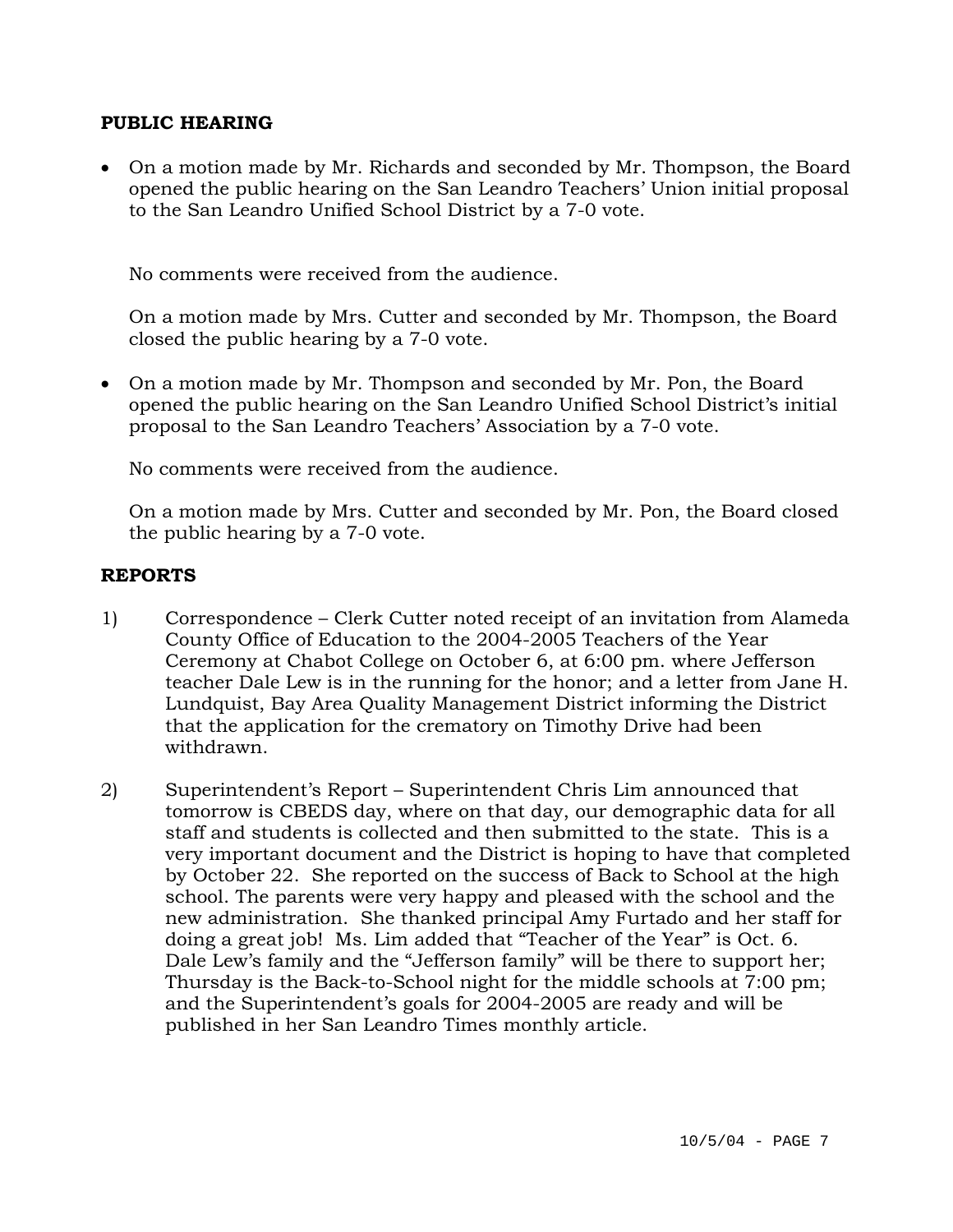## PUBLIC HEARING

- On a motion made by Mr. Richards and seconded by Mr. Thompson, the Board opened the public hearing on the San Leandro Teachers' Union initial proposal to the San Leandro Unified School District by a 7-0 vote.

  No comments were received from the audience.

  On a motion made by Mrs. Cutter and seconded by Mr. Thompson, the Board closed the public hearing by a 7-0 vote.

- On a motion made by Mr. Thompson and seconded by Mr. Pon, the Board opened the public hearing on the San Leandro Unified School District's initial proposal to the San Leandro Teachers' Association by a 7-0 vote.

  No comments were received from the audience.

  On a motion made by Mrs. Cutter and seconded by Mr. Pon, the Board closed the public hearing by a 7-0 vote.

## REPORTS

1) Correspondence – Clerk Cutter noted receipt of an invitation from Alameda County Office of Education to the 2004-2005 Teachers of the Year Ceremony at Chabot College on October 6, at 6:00 pm. where Jefferson teacher Dale Lew is in the running for the honor; and a letter from Jane H. Lundquist, Bay Area Quality Management District informing the District that the application for the crematory on Timothy Drive had been withdrawn.

2) Superintendent's Report – Superintendent Chris Lim announced that tomorrow is CBEDS day, where on that day, our demographic data for all staff and students is collected and then submitted to the state. This is a very important document and the District is hoping to have that completed by October 22. She reported on the success of Back to School at the high school. The parents were very happy and pleased with the school and the new administration. She thanked principal Amy Furtado and her staff for doing a great job! Ms. Lim added that "Teacher of the Year" is Oct. 6. Dale Lew's family and the "Jefferson family" will be there to support her; Thursday is the Back-to-School night for the middle schools at 7:00 pm; and the Superintendent's goals for 2004-2005 are ready and will be published in her San Leandro Times monthly article.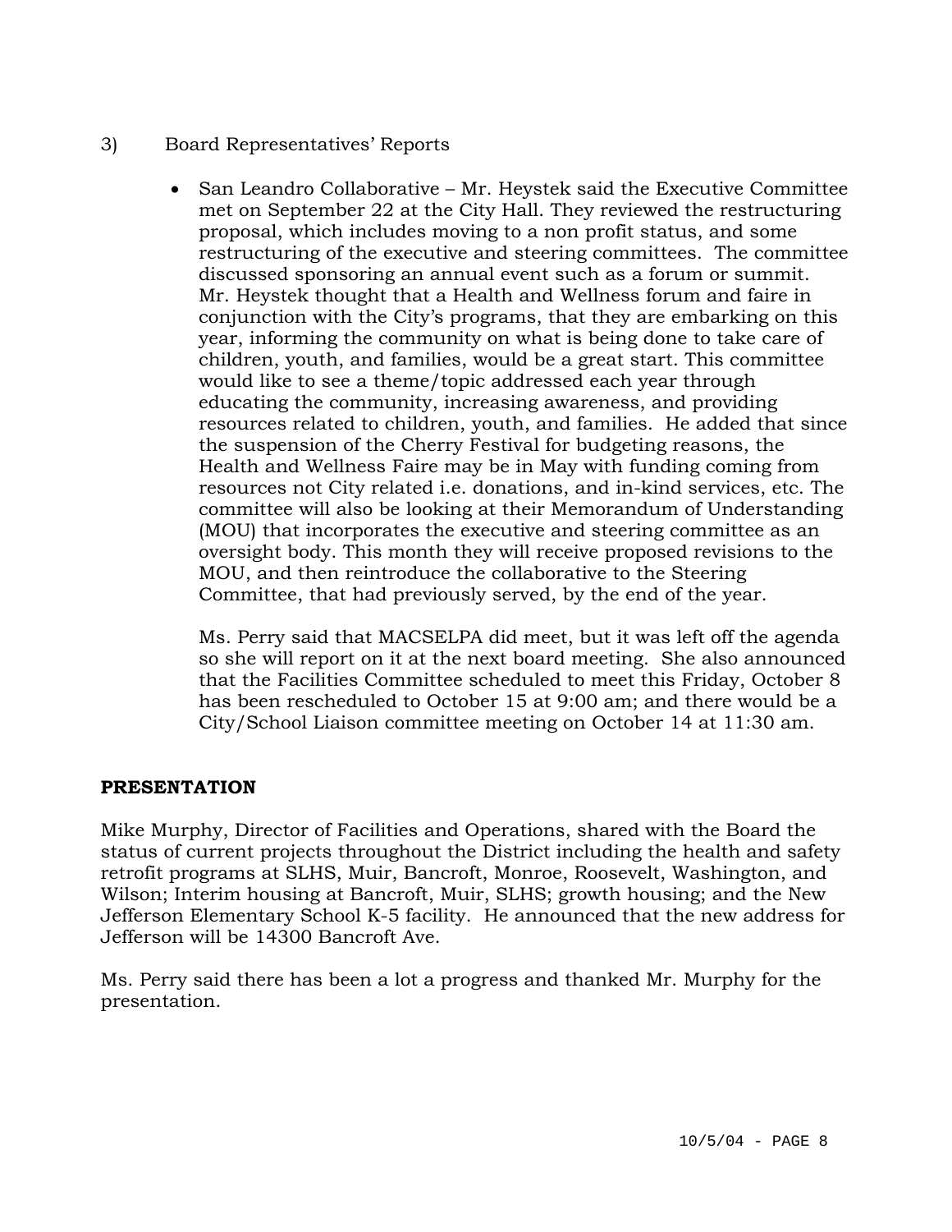3) Board Representatives' Reports

- San Leandro Collaborative – Mr. Heystek said the Executive Committee met on September 22 at the City Hall. They reviewed the restructuring proposal, which includes moving to a non profit status, and some restructuring of the executive and steering committees. The committee discussed sponsoring an annual event such as a forum or summit. Mr. Heystek thought that a Health and Wellness forum and faire in conjunction with the City's programs, that they are embarking on this year, informing the community on what is being done to take care of children, youth, and families, would be a great start. This committee would like to see a theme/topic addressed each year through educating the community, increasing awareness, and providing resources related to children, youth, and families. He added that since the suspension of the Cherry Festival for budgeting reasons, the Health and Wellness Faire may be in May with funding coming from resources not City related i.e. donations, and in-kind services, etc. The committee will also be looking at their Memorandum of Understanding (MOU) that incorporates the executive and steering committee as an oversight body. This month they will receive proposed revisions to the MOU, and then reintroduce the collaborative to the Steering Committee, that had previously served, by the end of the year.

  Ms. Perry said that MACSELPA did meet, but it was left off the agenda so she will report on it at the next board meeting. She also announced that the Facilities Committee scheduled to meet this Friday, October 8 has been rescheduled to October 15 at 9:00 am; and there would be a City/School Liaison committee meeting on October 14 at 11:30 am.

**PRESENTATION**

Mike Murphy, Director of Facilities and Operations, shared with the Board the status of current projects throughout the District including the health and safety retrofit programs at SLHS, Muir, Bancroft, Monroe, Roosevelt, Washington, and Wilson; Interim housing at Bancroft, Muir, SLHS; growth housing; and the New Jefferson Elementary School K-5 facility. He announced that the new address for Jefferson will be 14300 Bancroft Ave.

Ms. Perry said there has been a lot a progress and thanked Mr. Murphy for the presentation.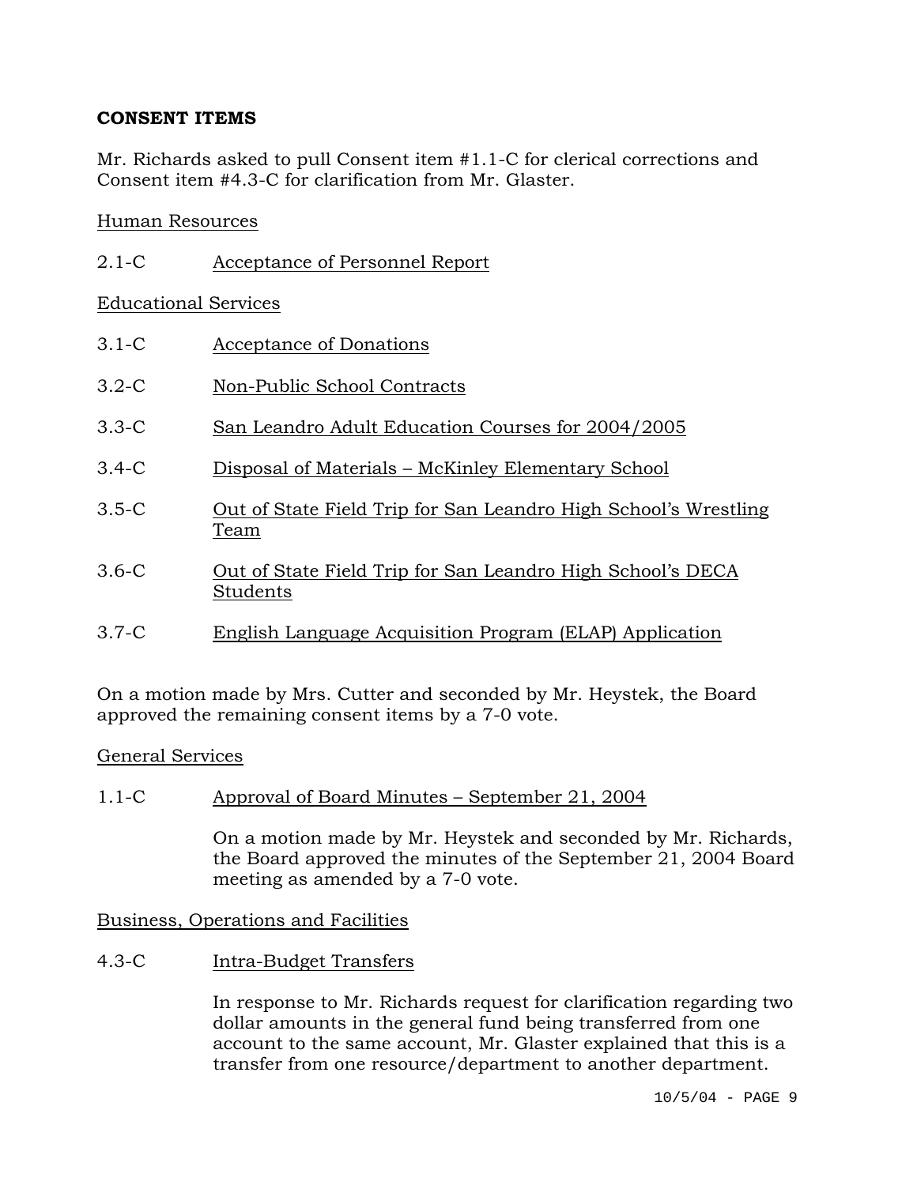**CONSENT ITEMS**

Mr. Richards asked to pull Consent item #1.1-C for clerical corrections and Consent item #4.3-C for clarification from Mr. Glaster.

Human Resources

2.1-C Acceptance of Personnel Report

Educational Services

3.1-C Acceptance of Donations

3.2-C Non-Public School Contracts

3.3-C San Leandro Adult Education Courses for 2004/2005

3.4-C Disposal of Materials – McKinley Elementary School

3.5-C Out of State Field Trip for San Leandro High School's Wrestling Team

3.6-C Out of State Field Trip for San Leandro High School's DECA Students

3.7-C English Language Acquisition Program (ELAP) Application

On a motion made by Mrs. Cutter and seconded by Mr. Heystek, the Board approved the remaining consent items by a 7-0 vote.

General Services

1.1-C Approval of Board Minutes – September 21, 2004

On a motion made by Mr. Heystek and seconded by Mr. Richards, the Board approved the minutes of the September 21, 2004 Board meeting as amended by a 7-0 vote.

Business, Operations and Facilities

4.3-C Intra-Budget Transfers

In response to Mr. Richards request for clarification regarding two dollar amounts in the general fund being transferred from one account to the same account, Mr. Glaster explained that this is a transfer from one resource/department to another department.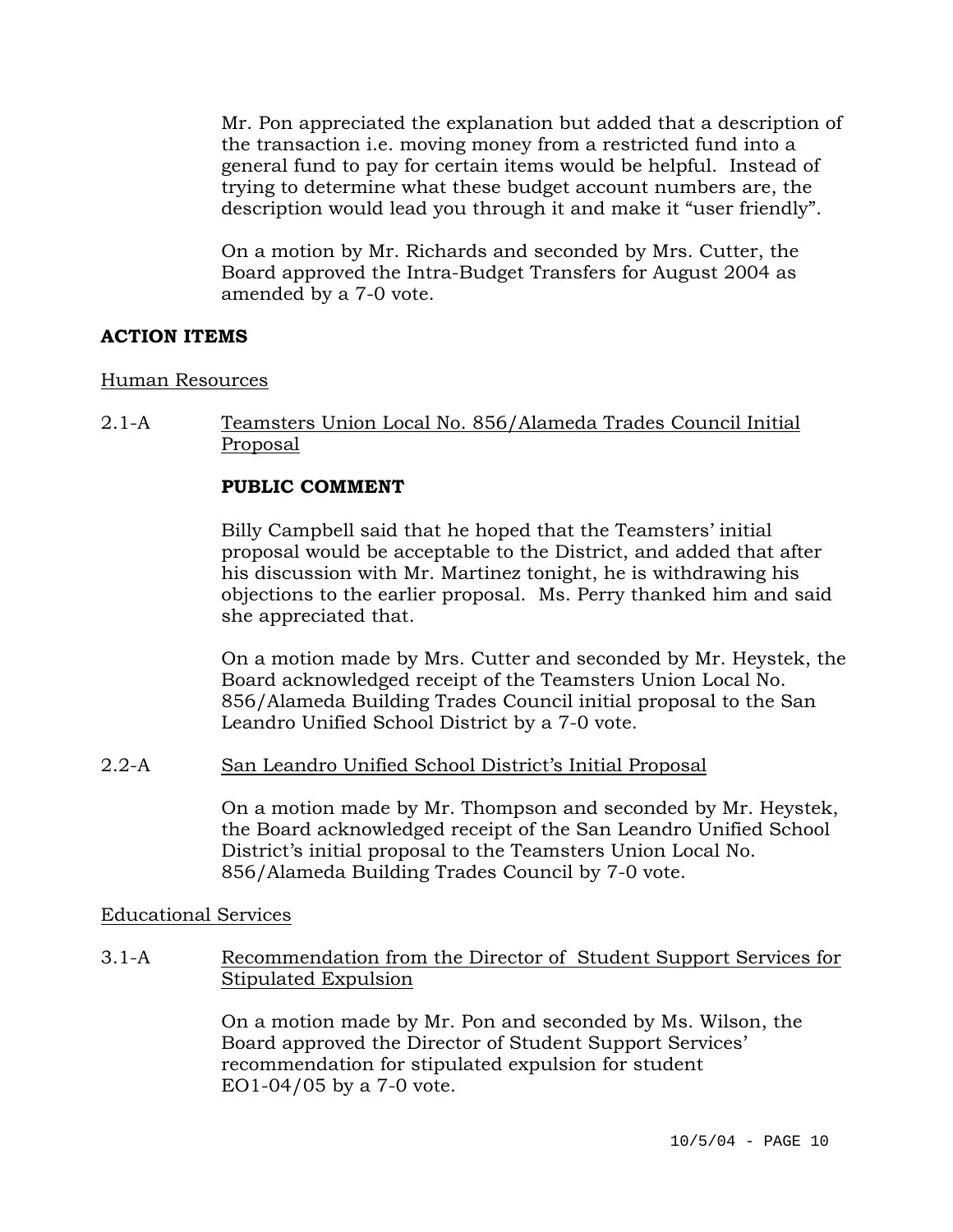Mr. Pon appreciated the explanation but added that a description of the transaction i.e. moving money from a restricted fund into a general fund to pay for certain items would be helpful. Instead of trying to determine what these budget account numbers are, the description would lead you through it and make it "user friendly".

On a motion by Mr. Richards and seconded by Mrs. Cutter, the Board approved the Intra-Budget Transfers for August 2004 as amended by a 7-0 vote.

**ACTION ITEMS**

Human Resources

2.1-A Teamsters Union Local No. 856/Alameda Trades Council Initial Proposal

**PUBLIC COMMENT**

Billy Campbell said that he hoped that the Teamsters' initial proposal would be acceptable to the District, and added that after his discussion with Mr. Martinez tonight, he is withdrawing his objections to the earlier proposal. Ms. Perry thanked him and said she appreciated that.

On a motion made by Mrs. Cutter and seconded by Mr. Heystek, the Board acknowledged receipt of the Teamsters Union Local No. 856/Alameda Building Trades Council initial proposal to the San Leandro Unified School District by a 7-0 vote.

2.2-A San Leandro Unified School District's Initial Proposal

On a motion made by Mr. Thompson and seconded by Mr. Heystek, the Board acknowledged receipt of the San Leandro Unified School District's initial proposal to the Teamsters Union Local No. 856/Alameda Building Trades Council by 7-0 vote.

Educational Services

3.1-A Recommendation from the Director of Student Support Services for Stipulated Expulsion

On a motion made by Mr. Pon and seconded by Ms. Wilson, the Board approved the Director of Student Support Services' recommendation for stipulated expulsion for student EO1-04/05 by a 7-0 vote.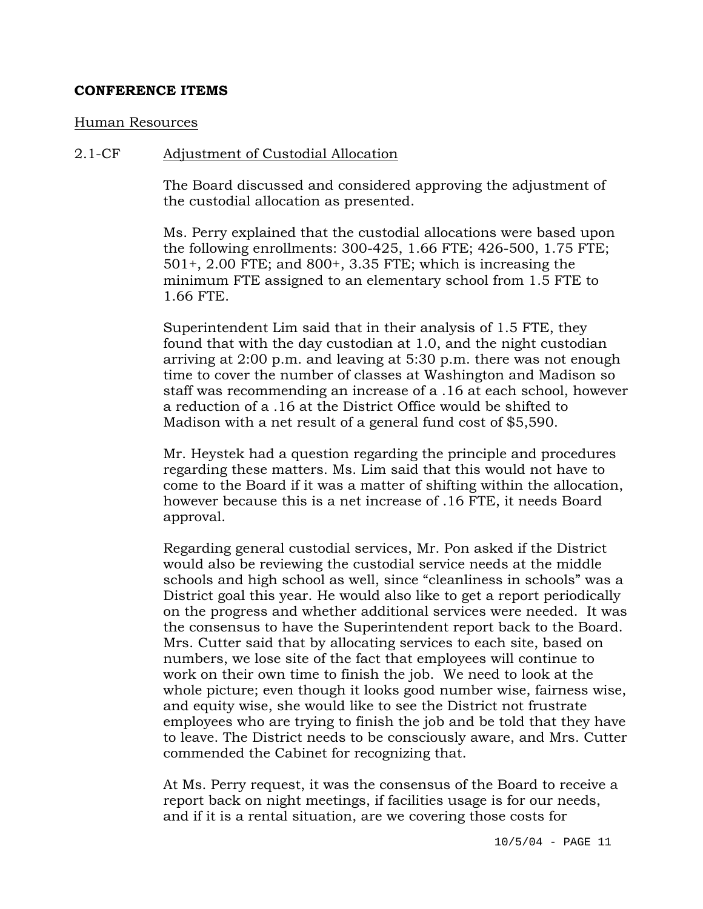**CONFERENCE ITEMS**

Human Resources

2.1-CF Adjustment of Custodial Allocation

The Board discussed and considered approving the adjustment of the custodial allocation as presented.

Ms. Perry explained that the custodial allocations were based upon the following enrollments: 300-425, 1.66 FTE; 426-500, 1.75 FTE; 501+, 2.00 FTE; and 800+, 3.35 FTE; which is increasing the minimum FTE assigned to an elementary school from 1.5 FTE to 1.66 FTE.

Superintendent Lim said that in their analysis of 1.5 FTE, they found that with the day custodian at 1.0, and the night custodian arriving at 2:00 p.m. and leaving at 5:30 p.m. there was not enough time to cover the number of classes at Washington and Madison so staff was recommending an increase of a .16 at each school, however a reduction of a .16 at the District Office would be shifted to Madison with a net result of a general fund cost of $5,590.

Mr. Heystek had a question regarding the principle and procedures regarding these matters. Ms. Lim said that this would not have to come to the Board if it was a matter of shifting within the allocation, however because this is a net increase of .16 FTE, it needs Board approval.

Regarding general custodial services, Mr. Pon asked if the District would also be reviewing the custodial service needs at the middle schools and high school as well, since "cleanliness in schools" was a District goal this year. He would also like to get a report periodically on the progress and whether additional services were needed. It was the consensus to have the Superintendent report back to the Board. Mrs. Cutter said that by allocating services to each site, based on numbers, we lose site of the fact that employees will continue to work on their own time to finish the job. We need to look at the whole picture; even though it looks good number wise, fairness wise, and equity wise, she would like to see the District not frustrate employees who are trying to finish the job and be told that they have to leave. The District needs to be consciously aware, and Mrs. Cutter commended the Cabinet for recognizing that.

At Ms. Perry request, it was the consensus of the Board to receive a report back on night meetings, if facilities usage is for our needs, and if it is a rental situation, are we covering those costs for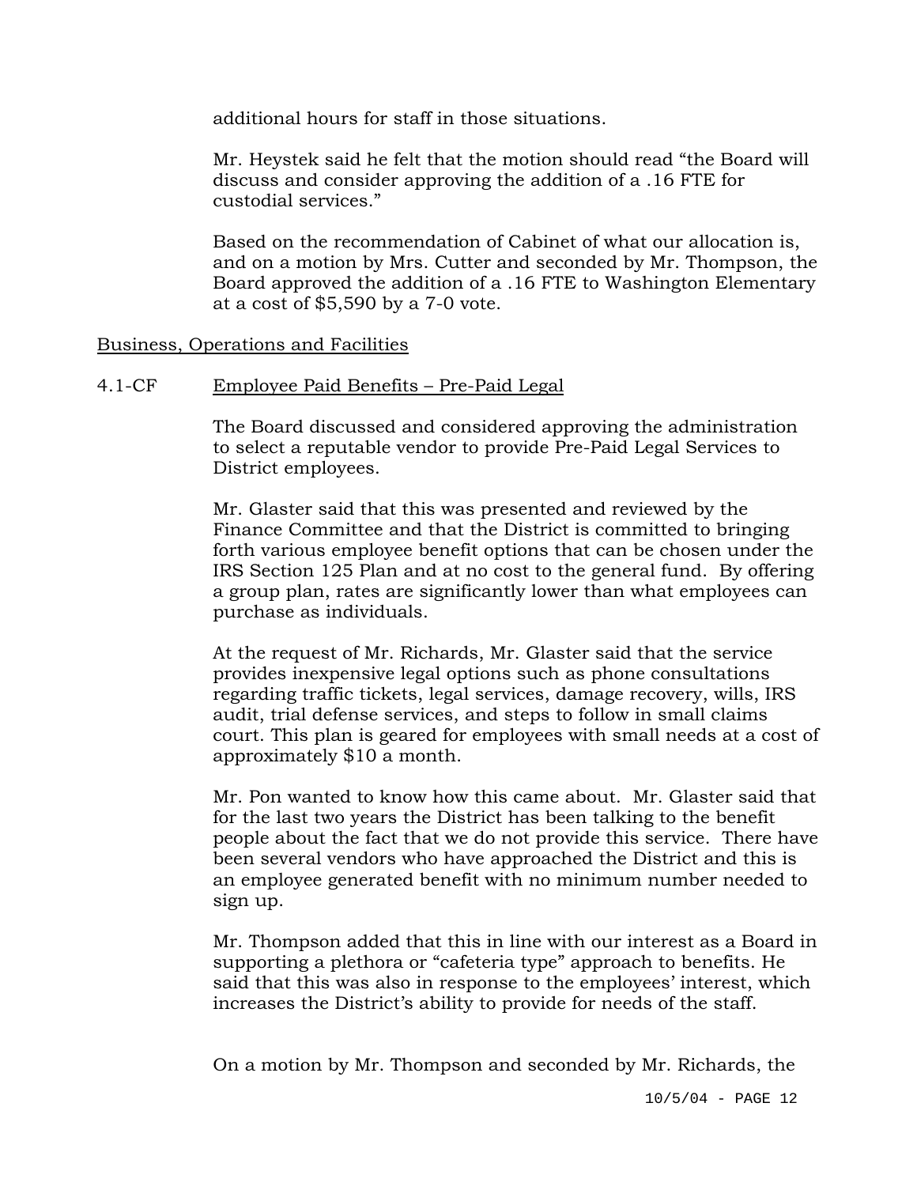additional hours for staff in those situations.

Mr. Heystek said he felt that the motion should read "the Board will discuss and consider approving the addition of a .16 FTE for custodial services."

Based on the recommendation of Cabinet of what our allocation is, and on a motion by Mrs. Cutter and seconded by Mr. Thompson, the Board approved the addition of a .16 FTE to Washington Elementary at a cost of $5,590 by a 7-0 vote.

Business, Operations and Facilities

4.1-CF Employee Paid Benefits – Pre-Paid Legal

The Board discussed and considered approving the administration to select a reputable vendor to provide Pre-Paid Legal Services to District employees.

Mr. Glaster said that this was presented and reviewed by the Finance Committee and that the District is committed to bringing forth various employee benefit options that can be chosen under the IRS Section 125 Plan and at no cost to the general fund. By offering a group plan, rates are significantly lower than what employees can purchase as individuals.

At the request of Mr. Richards, Mr. Glaster said that the service provides inexpensive legal options such as phone consultations regarding traffic tickets, legal services, damage recovery, wills, IRS audit, trial defense services, and steps to follow in small claims court. This plan is geared for employees with small needs at a cost of approximately $10 a month.

Mr. Pon wanted to know how this came about. Mr. Glaster said that for the last two years the District has been talking to the benefit people about the fact that we do not provide this service. There have been several vendors who have approached the District and this is an employee generated benefit with no minimum number needed to sign up.

Mr. Thompson added that this in line with our interest as a Board in supporting a plethora or "cafeteria type" approach to benefits. He said that this was also in response to the employees' interest, which increases the District's ability to provide for needs of the staff.

On a motion by Mr. Thompson and seconded by Mr. Richards, the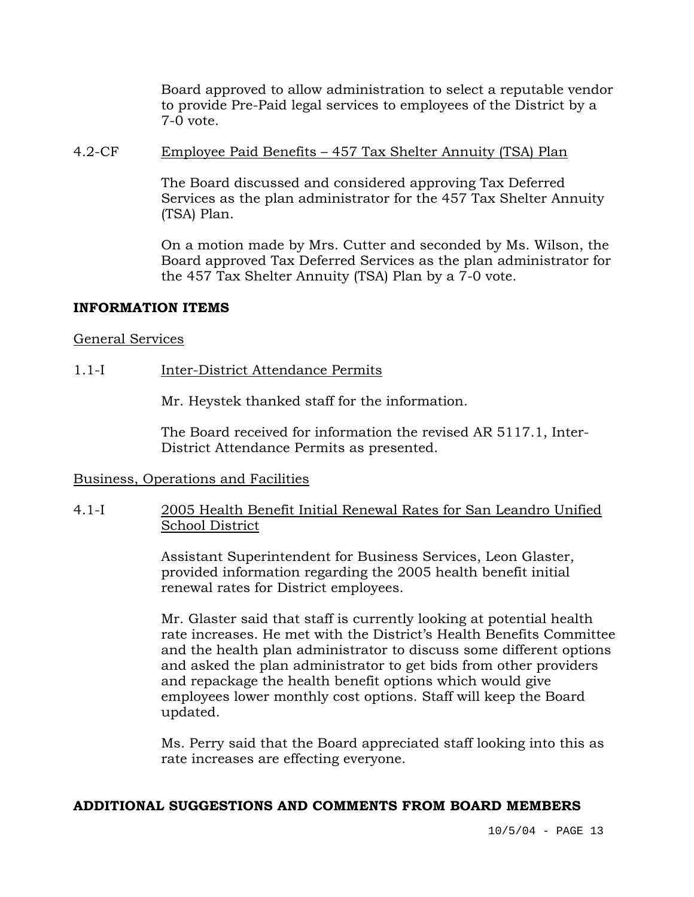Board approved to allow administration to select a reputable vendor to provide Pre-Paid legal services to employees of the District by a 7-0 vote.

4.2-CF Employee Paid Benefits – 457 Tax Shelter Annuity (TSA) Plan

The Board discussed and considered approving Tax Deferred Services as the plan administrator for the 457 Tax Shelter Annuity (TSA) Plan.

On a motion made by Mrs. Cutter and seconded by Ms. Wilson, the Board approved Tax Deferred Services as the plan administrator for the 457 Tax Shelter Annuity (TSA) Plan by a 7-0 vote.

**INFORMATION ITEMS**

General Services

1.1-I Inter-District Attendance Permits

Mr. Heystek thanked staff for the information.

The Board received for information the revised AR 5117.1, Inter-District Attendance Permits as presented.

Business, Operations and Facilities

4.1-I 2005 Health Benefit Initial Renewal Rates for San Leandro Unified School District

Assistant Superintendent for Business Services, Leon Glaster, provided information regarding the 2005 health benefit initial renewal rates for District employees.

Mr. Glaster said that staff is currently looking at potential health rate increases. He met with the District's Health Benefits Committee and the health plan administrator to discuss some different options and asked the plan administrator to get bids from other providers and repackage the health benefit options which would give employees lower monthly cost options. Staff will keep the Board updated.

Ms. Perry said that the Board appreciated staff looking into this as rate increases are effecting everyone.

**ADDITIONAL SUGGESTIONS AND COMMENTS FROM BOARD MEMBERS**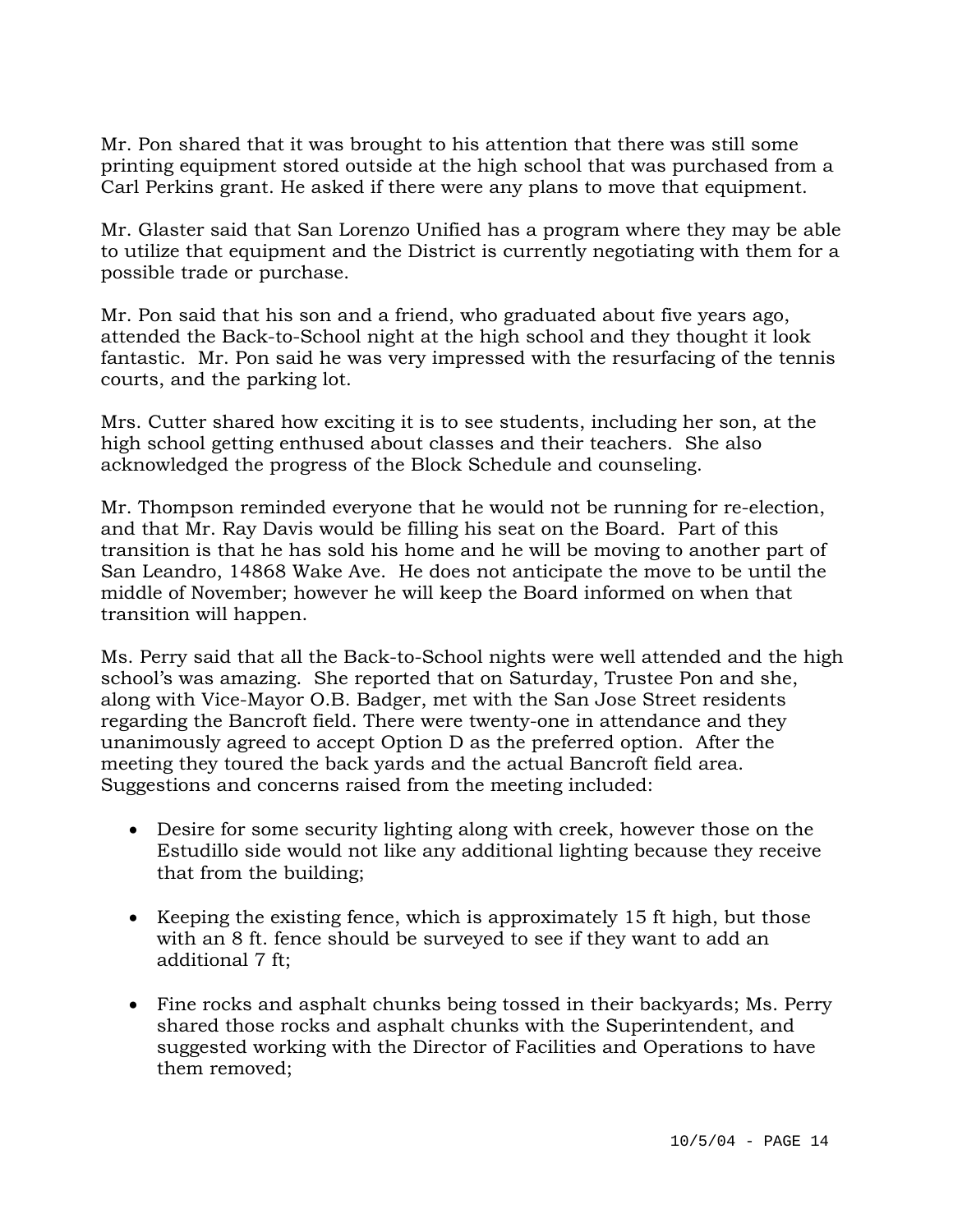Mr. Pon shared that it was brought to his attention that there was still some printing equipment stored outside at the high school that was purchased from a Carl Perkins grant. He asked if there were any plans to move that equipment.

Mr. Glaster said that San Lorenzo Unified has a program where they may be able to utilize that equipment and the District is currently negotiating with them for a possible trade or purchase.

Mr. Pon said that his son and a friend, who graduated about five years ago, attended the Back-to-School night at the high school and they thought it look fantastic. Mr. Pon said he was very impressed with the resurfacing of the tennis courts, and the parking lot.

Mrs. Cutter shared how exciting it is to see students, including her son, at the high school getting enthused about classes and their teachers. She also acknowledged the progress of the Block Schedule and counseling.

Mr. Thompson reminded everyone that he would not be running for re-election, and that Mr. Ray Davis would be filling his seat on the Board. Part of this transition is that he has sold his home and he will be moving to another part of San Leandro, 14868 Wake Ave. He does not anticipate the move to be until the middle of November; however he will keep the Board informed on when that transition will happen.

Ms. Perry said that all the Back-to-School nights were well attended and the high school's was amazing. She reported that on Saturday, Trustee Pon and she, along with Vice-Mayor O.B. Badger, met with the San Jose Street residents regarding the Bancroft field. There were twenty-one in attendance and they unanimously agreed to accept Option D as the preferred option. After the meeting they toured the back yards and the actual Bancroft field area. Suggestions and concerns raised from the meeting included:

- Desire for some security lighting along with creek, however those on the Estudillo side would not like any additional lighting because they receive that from the building;

- Keeping the existing fence, which is approximately 15 ft high, but those with an 8 ft. fence should be surveyed to see if they want to add an additional 7 ft;

- Fine rocks and asphalt chunks being tossed in their backyards; Ms. Perry shared those rocks and asphalt chunks with the Superintendent, and suggested working with the Director of Facilities and Operations to have them removed;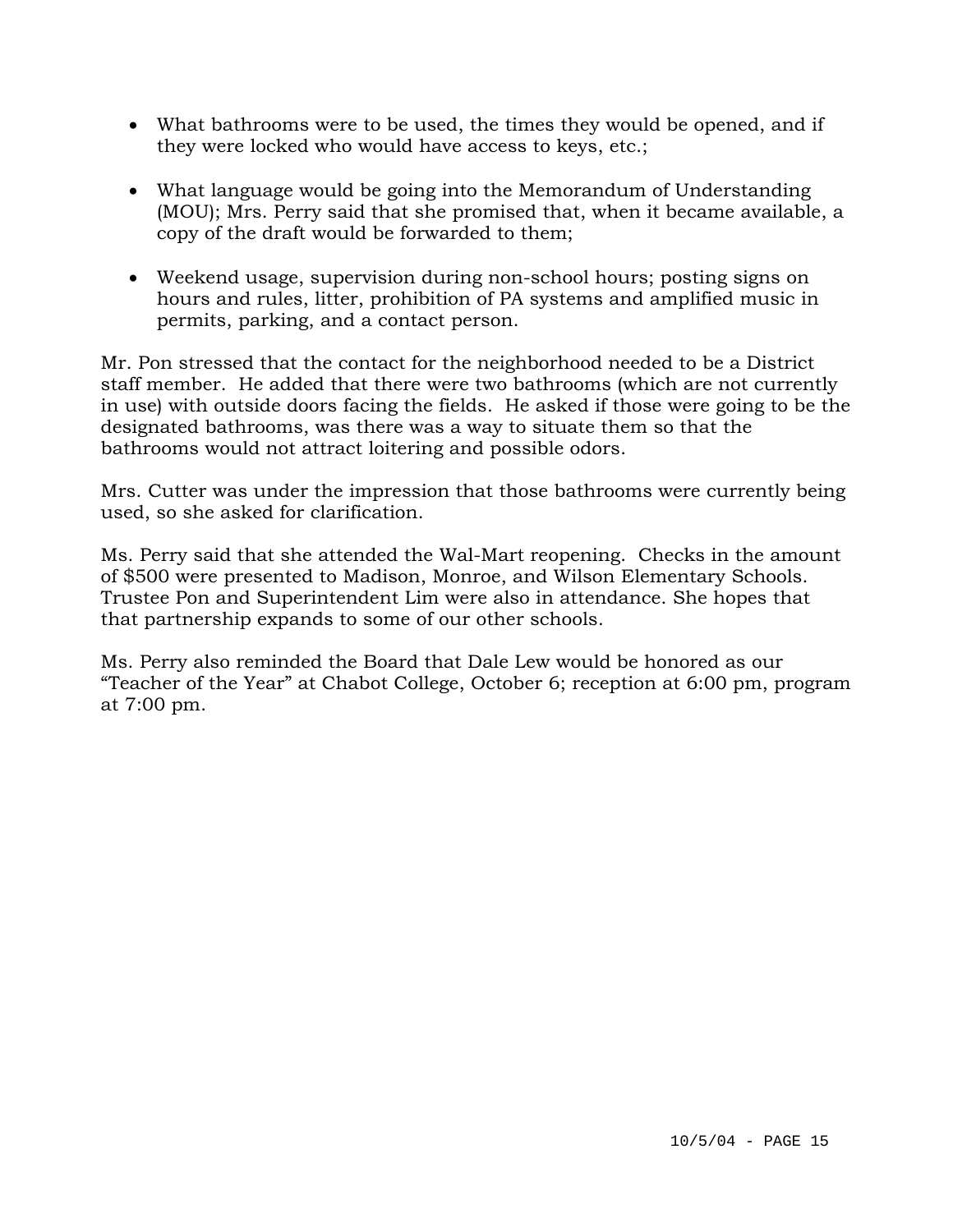- What bathrooms were to be used, the times they would be opened, and if they were locked who would have access to keys, etc.;

- What language would be going into the Memorandum of Understanding (MOU); Mrs. Perry said that she promised that, when it became available, a copy of the draft would be forwarded to them;

- Weekend usage, supervision during non-school hours; posting signs on hours and rules, litter, prohibition of PA systems and amplified music in permits, parking, and a contact person.

Mr. Pon stressed that the contact for the neighborhood needed to be a District staff member. He added that there were two bathrooms (which are not currently in use) with outside doors facing the fields. He asked if those were going to be the designated bathrooms, was there was a way to situate them so that the bathrooms would not attract loitering and possible odors.

Mrs. Cutter was under the impression that those bathrooms were currently being used, so she asked for clarification.

Ms. Perry said that she attended the Wal-Mart reopening. Checks in the amount of $500 were presented to Madison, Monroe, and Wilson Elementary Schools. Trustee Pon and Superintendent Lim were also in attendance. She hopes that that partnership expands to some of our other schools.

Ms. Perry also reminded the Board that Dale Lew would be honored as our "Teacher of the Year" at Chabot College, October 6; reception at 6:00 pm, program at 7:00 pm.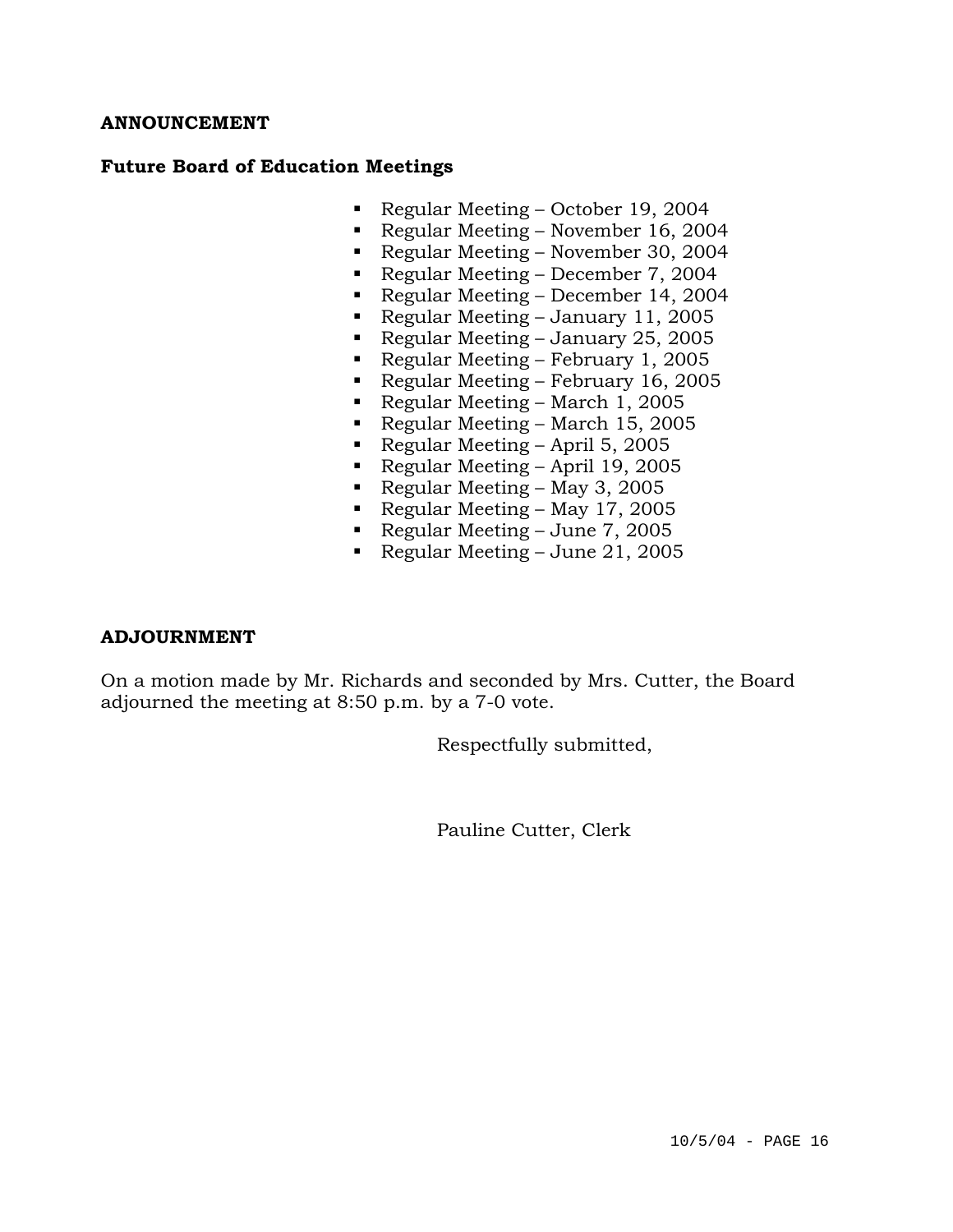**ANNOUNCEMENT**

**Future Board of Education Meetings**

- Regular Meeting – October 19, 2004
- Regular Meeting – November 16, 2004
- Regular Meeting – November 30, 2004
- Regular Meeting – December 7, 2004
- Regular Meeting – December 14, 2004
- Regular Meeting – January 11, 2005
- Regular Meeting – January 25, 2005
- Regular Meeting – February 1, 2005
- Regular Meeting – February 16, 2005
- Regular Meeting – March 1, 2005
- Regular Meeting – March 15, 2005
- Regular Meeting – April 5, 2005
- Regular Meeting – April 19, 2005
- Regular Meeting – May 3, 2005
- Regular Meeting – May 17, 2005
- Regular Meeting – June 7, 2005
- Regular Meeting – June 21, 2005

**ADJOURNMENT**

On a motion made by Mr. Richards and seconded by Mrs. Cutter, the Board adjourned the meeting at 8:50 p.m. by a 7-0 vote.

Respectfully submitted,

Pauline Cutter, Clerk